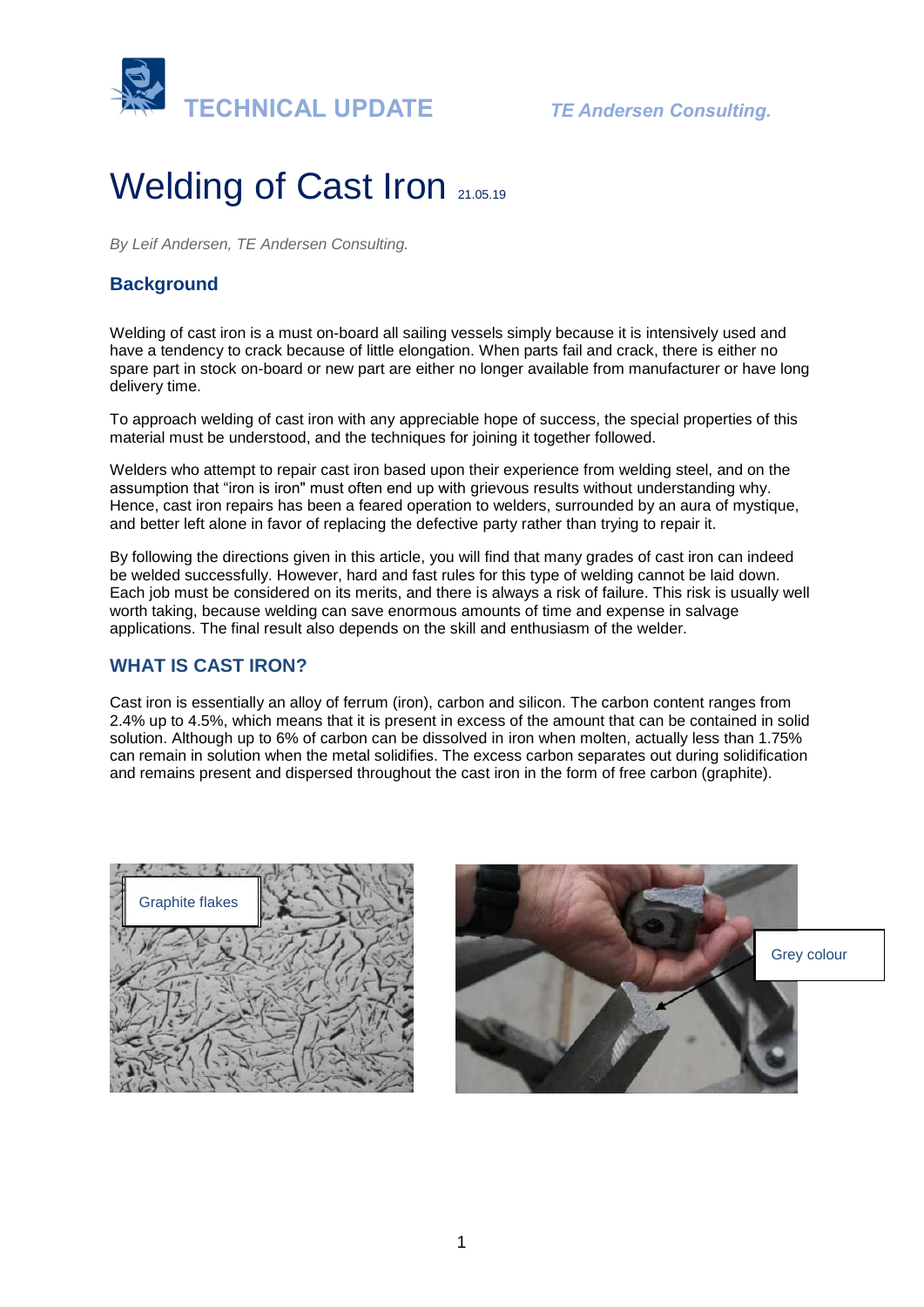**TECHNICAL UPDATE** *TE Andersen Consulting.*

# Welding of Cast Iron 21.05.19

*By Leif Andersen, TE Andersen Consulting.*

## Background

Welding of cast iron is a must on-board all sailing vessels simply because it is intensively used and have a tendency to crack because of little elongation. When parts fail and crack, there is either no spare part in stock on-board or new part are either no longer available from manufacturer or have long delivery time.

To approach welding of cast iron with any appreciable hope of success, the special properties of this material must be understood, and the techniques for joining it together followed.

Welders who attempt to repair cast iron based upon their experience from welding steel, and on the assumption that "iron is iron" must often end up with grievous results without understanding why. Hence, cast iron repairs has been a feared operation to welders, surrounded by an aura of mystique, and better left alone in favor of replacing the defective party rather than trying to repair it.

By following the directions given in this article, you will find that many grades of cast iron can indeed be welded successfully. However, hard and fast rules for this type of welding cannot be laid down. Each job must be considered on its merits, and there is always a risk of failure. This risk is usually well worth taking, because welding can save enormous amounts of time and expense in salvage applications. The final result also depends on the skill and enthusiasm of the welder.

## WHAT IS CAST IRON?

Cast iron is essentially an alloy of ferrum (iron), carbon and silicon. The carbon content ranges from 2.4% up to 4.5%, which means that it is present in excess of the amount that can be contained in solid solution. Although up to 6% of carbon can be dissolved in iron when molten, actually less than 1.75% can remain in solution when the metal solidifies. The excess carbon separates out during solidification and remains present and dispersed throughout the cast iron in the form of free carbon (graphite).

Graphite flakes

Grey colour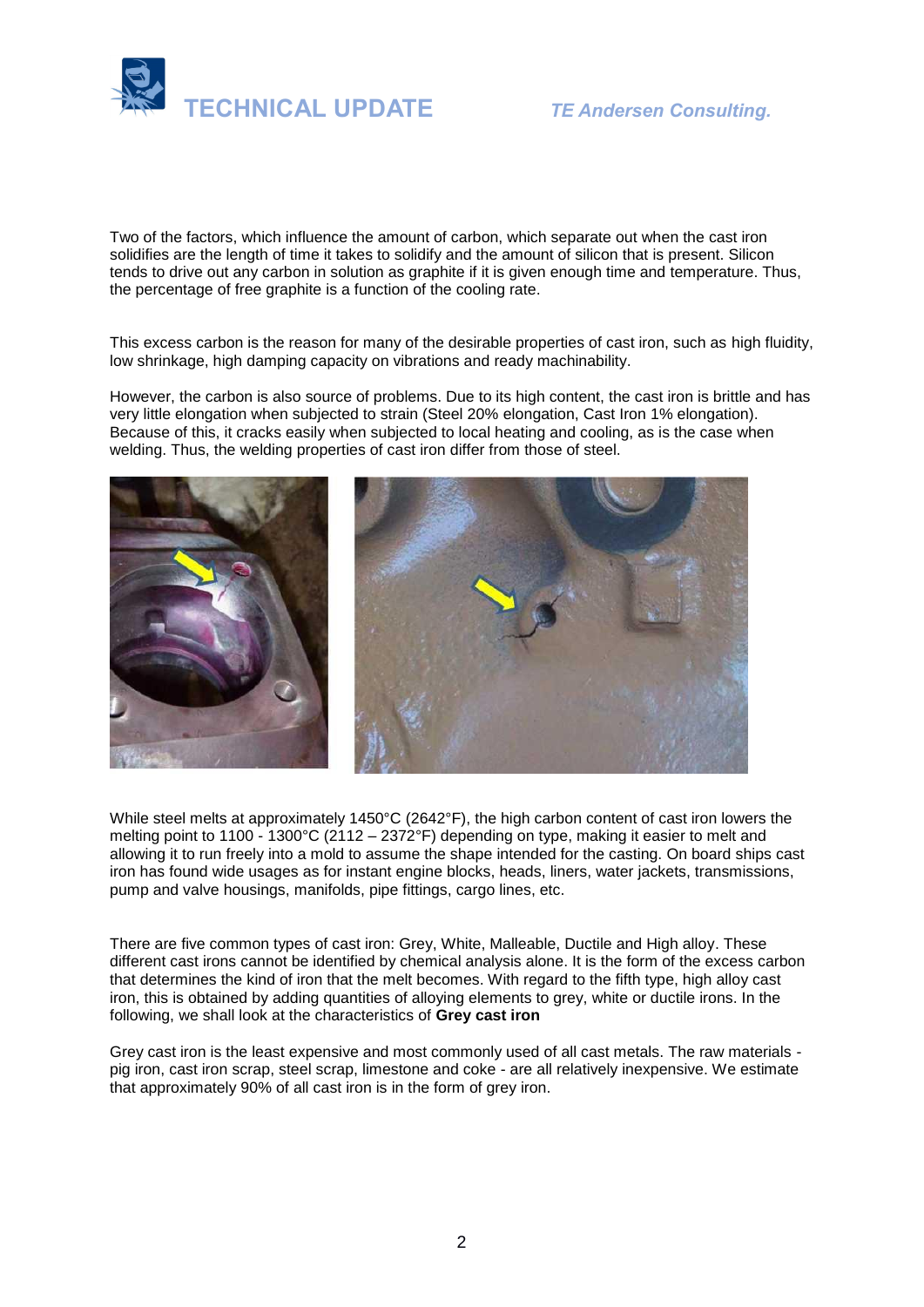Two of the factors, which influence the amount of carbon, which separate out when the cast iron solidifies are the length of time it takes to solidify and the amount of silicon that is present. Silicon tends to drive out any carbon in solution as graphite if it is given enough time and temperature. Thus, the percentage of free graphite is a function of the cooling rate.

This excess carbon is the reason for many of the desirable properties of cast iron, such as high fluidity, low shrinkage, high damping capacity on vibrations and ready machinability.

However, the carbon is also source of problems. Due to its high content, the cast iron is brittle and has very little elongation when subjected to strain (Steel 20% elongation, Cast Iron 1% elongation). Because of this, it cracks easily when subjected to local heating and cooling, as is the case when welding. Thus, the welding properties of cast iron differ from those of steel.

While steel melts at approximately 1450°C (2642°F), the high carbon content of cast iron lowers the melting point to 1100 - 1300°C (2112 – 2372°F) depending on type, making it easier to melt and allowing it to run freely into a mold to assume the shape intended for the casting. On board ships cast iron has found wide usages as for instant engine blocks, heads, liners, water jackets, transmissions, pump and valve housings, manifolds, pipe fittings, cargo lines, etc.

There are five common types of cast iron: Grey, White, Malleable, Ductile and High alloy. These different cast irons cannot be identified by chemical analysis alone. It is the form of the excess carbon that determines the kind of iron that the melt becomes. With regard to the fifth type, high alloy cast iron, this is obtained by adding quantities of alloying elements to grey, white or ductile irons. In the following, we shall look at the characteristics of **Grey cast iron**

Grey cast iron is the least expensive and most commonly used of all cast metals. The raw materials - pig iron, cast iron scrap, steel scrap, limestone and coke - are all relatively inexpensive. We estimate that approximately 90% of all cast iron is in the form of grey iron.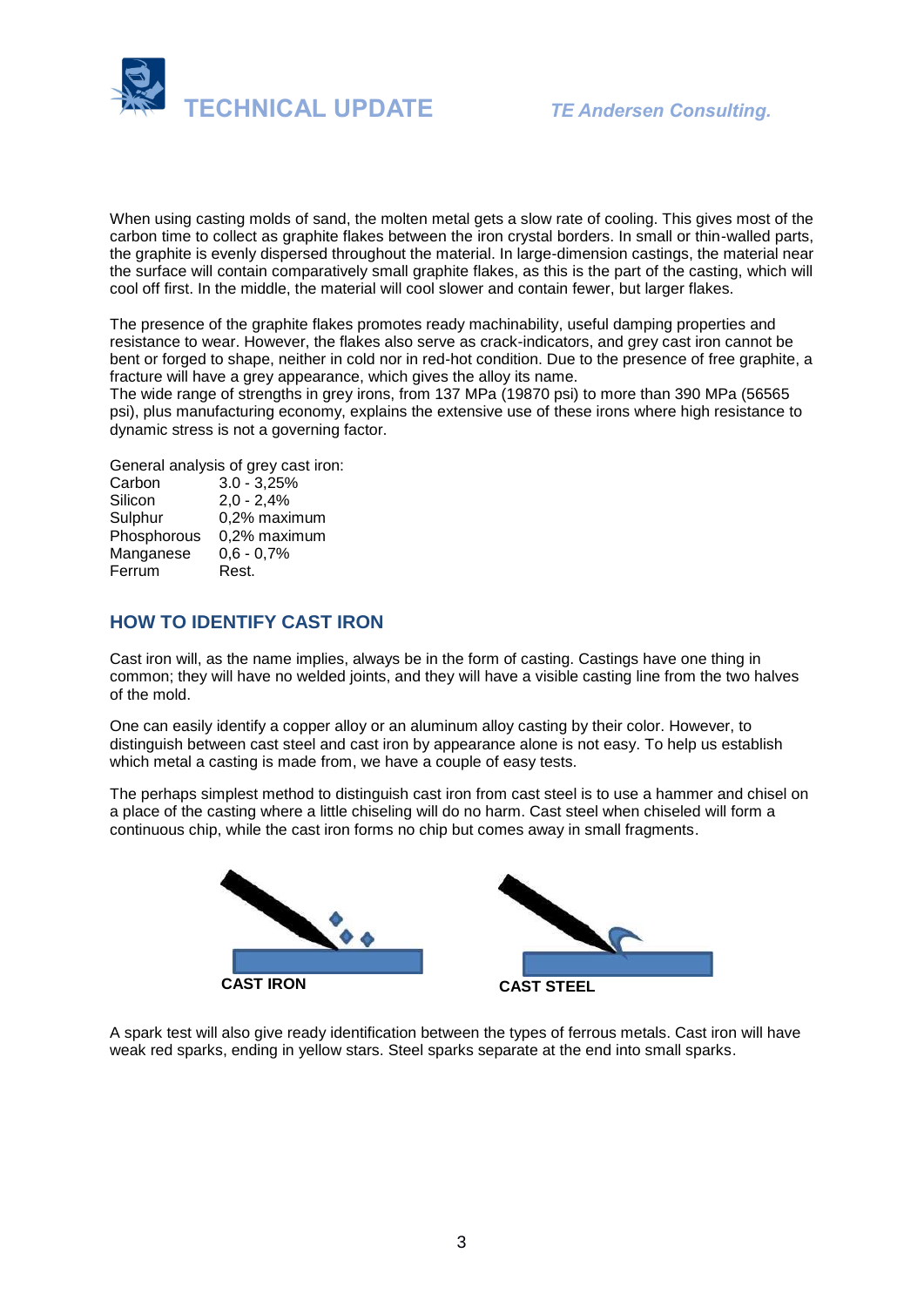When using casting molds of sand, the molten metal gets a slow rate of cooling. This gives most of the carbon time to collect as graphite flakes between the iron crystal borders. In small or thin-walled parts, the graphite is evenly dispersed throughout the material. In large-dimension castings, the material near the surface will contain comparatively small graphite flakes, as this is the part of the casting, which will cool off first. In the middle, the material will cool slower and contain fewer, but larger flakes.

The presence of the graphite flakes promotes ready machinability, useful damping properties and resistance to wear. However, the flakes also serve as crack-indicators, and grey cast iron cannot be bent or forged to shape, neither in cold nor in red-hot condition. Due to the presence of free graphite, a fracture will have a grey appearance, which gives the alloy its name.
The wide range of strengths in grey irons, from 137 MPa (19870 psi) to more than 390 MPa (56565 psi), plus manufacturing economy, explains the extensive use of these irons where high resistance to dynamic stress is not a governing factor.

General analysis of grey cast iron:

| | |
|---|---|
| Carbon | 3.0 - 3,25% |
| Silicon | 2,0 - 2,4% |
| Sulphur | 0,2% maximum |
| Phosphorous | 0,2% maximum |
| Manganese | 0,6 - 0,7% |
| Ferrum | Rest. |

## HOW TO IDENTIFY CAST IRON

Cast iron will, as the name implies, always be in the form of casting. Castings have one thing in common; they will have no welded joints, and they will have a visible casting line from the two halves of the mold.

One can easily identify a copper alloy or an aluminum alloy casting by their color. However, to distinguish between cast steel and cast iron by appearance alone is not easy. To help us establish which metal a casting is made from, we have a couple of easy tests.

The perhaps simplest method to distinguish cast iron from cast steel is to use a hammer and chisel on a place of the casting where a little chiseling will do no harm. Cast steel when chiseled will form a continuous chip, while the cast iron forms no chip but comes away in small fragments.

**CAST IRON** **CAST STEEL**

A spark test will also give ready identification between the types of ferrous metals. Cast iron will have weak red sparks, ending in yellow stars. Steel sparks separate at the end into small sparks.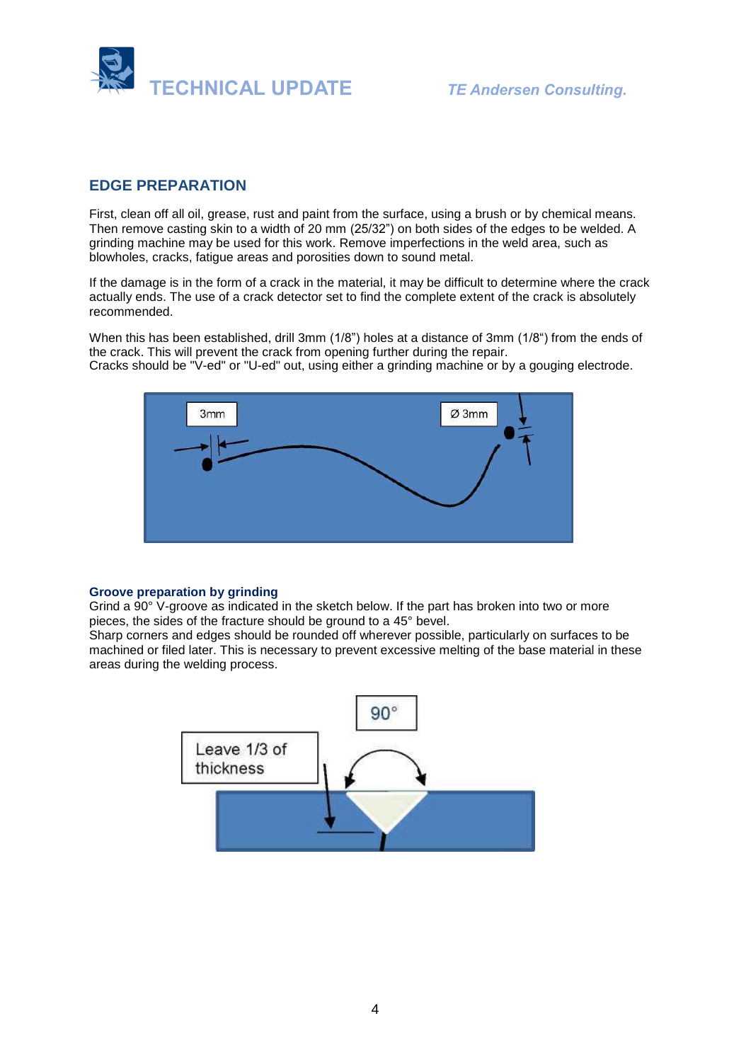## EDGE PREPARATION

First, clean off all oil, grease, rust and paint from the surface, using a brush or by chemical means. Then remove casting skin to a width of 20 mm (25/32") on both sides of the edges to be welded. A grinding machine may be used for this work. Remove imperfections in the weld area, such as blowholes, cracks, fatigue areas and porosities down to sound metal.

If the damage is in the form of a crack in the material, it may be difficult to determine where the crack actually ends. The use of a crack detector set to find the complete extent of the crack is absolutely recommended.

When this has been established, drill 3mm (1/8") holes at a distance of 3mm (1/8") from the ends of the crack. This will prevent the crack from opening further during the repair.
Cracks should be "V-ed" or "U-ed" out, using either a grinding machine or by a gouging electrode.

3mm

Ø 3mm

### Groove preparation by grinding

Grind a 90° V-groove as indicated in the sketch below. If the part has broken into two or more pieces, the sides of the fracture should be ground to a 45° bevel.
Sharp corners and edges should be rounded off wherever possible, particularly on surfaces to be machined or filed later. This is necessary to prevent excessive melting of the base material in these areas during the welding process.

90°

Leave 1/3 of thickness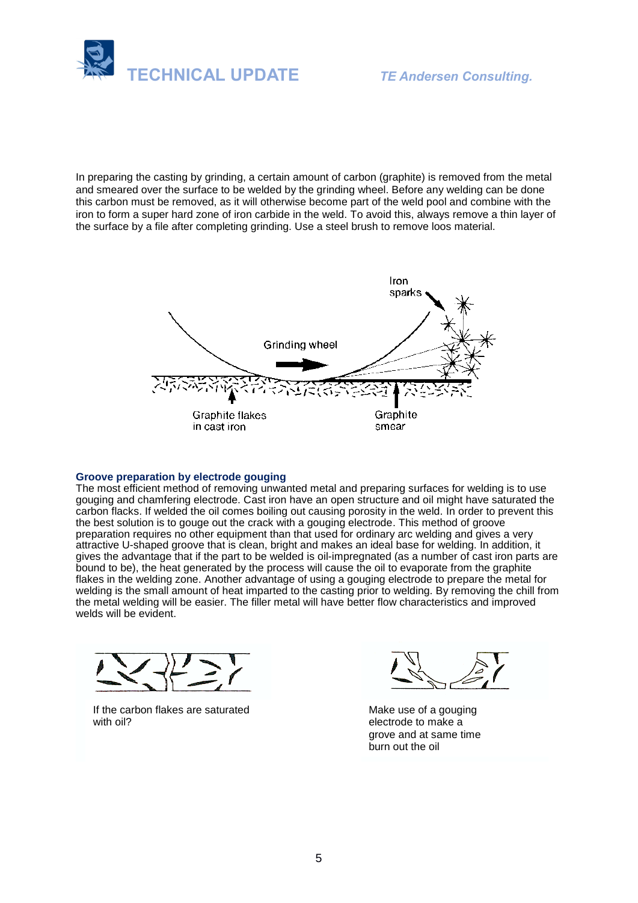In preparing the casting by grinding, a certain amount of carbon (graphite) is removed from the metal and smeared over the surface to be welded by the grinding wheel. Before any welding can be done this carbon must be removed, as it will otherwise become part of the weld pool and combine with the iron to form a super hard zone of iron carbide in the weld. To avoid this, always remove a thin layer of the surface by a file after completing grinding. Use a steel brush to remove loos material.

Iron sparks

Grinding wheel

Graphite flakes in cast iron

Graphite smear

### Groove preparation by electrode gouging

The most efficient method of removing unwanted metal and preparing surfaces for welding is to use gouging and chamfering electrode. Cast iron have an open structure and oil might have saturated the carbon flacks. If welded the oil comes boiling out causing porosity in the weld. In order to prevent this the best solution is to gouge out the crack with a gouging electrode. This method of groove preparation requires no other equipment than that used for ordinary arc welding and gives a very attractive U-shaped groove that is clean, bright and makes an ideal base for welding. In addition, it gives the advantage that if the part to be welded is oil-impregnated (as a number of cast iron parts are bound to be), the heat generated by the process will cause the oil to evaporate from the graphite flakes in the welding zone. Another advantage of using a gouging electrode to prepare the metal for welding is the small amount of heat imparted to the casting prior to welding. By removing the chill from the metal welding will be easier. The filler metal will have better flow characteristics and improved welds will be evident.

If the carbon flakes are saturated with oil?

Make use of a gouging electrode to make a grove and at same time burn out the oil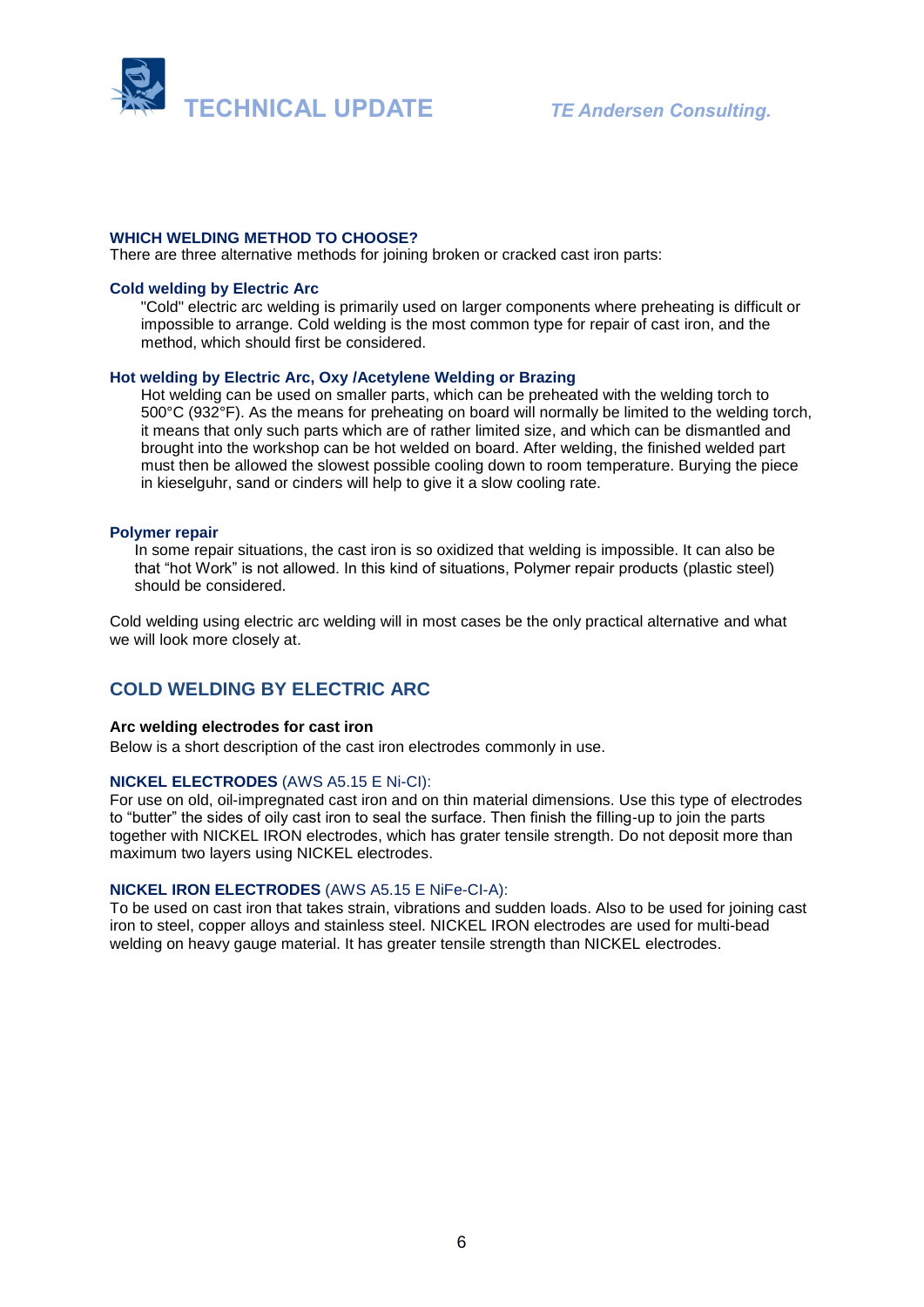### WHICH WELDING METHOD TO CHOOSE?

There are three alternative methods for joining broken or cracked cast iron parts:

#### Cold welding by Electric Arc

"Cold" electric arc welding is primarily used on larger components where preheating is difficult or impossible to arrange. Cold welding is the most common type for repair of cast iron, and the method, which should first be considered.

#### Hot welding by Electric Arc, Oxy /Acetylene Welding or Brazing

Hot welding can be used on smaller parts, which can be preheated with the welding torch to 500°C (932°F). As the means for preheating on board will normally be limited to the welding torch, it means that only such parts which are of rather limited size, and which can be dismantled and brought into the workshop can be hot welded on board. After welding, the finished welded part must then be allowed the slowest possible cooling down to room temperature. Burying the piece in kieselguhr, sand or cinders will help to give it a slow cooling rate.

#### Polymer repair

In some repair situations, the cast iron is so oxidized that welding is impossible. It can also be that "hot Work" is not allowed. In this kind of situations, Polymer repair products (plastic steel) should be considered.

Cold welding using electric arc welding will in most cases be the only practical alternative and what we will look more closely at.

## COLD WELDING BY ELECTRIC ARC

**Arc welding electrodes for cast iron**

Below is a short description of the cast iron electrodes commonly in use.

**NICKEL ELECTRODES** (AWS A5.15 E Ni-CI):

For use on old, oil-impregnated cast iron and on thin material dimensions. Use this type of electrodes to "butter" the sides of oily cast iron to seal the surface. Then finish the filling-up to join the parts together with NICKEL IRON electrodes, which has grater tensile strength. Do not deposit more than maximum two layers using NICKEL electrodes.

**NICKEL IRON ELECTRODES** (AWS A5.15 E NiFe-CI-A):

To be used on cast iron that takes strain, vibrations and sudden loads. Also to be used for joining cast iron to steel, copper alloys and stainless steel. NICKEL IRON electrodes are used for multi-bead welding on heavy gauge material. It has greater tensile strength than NICKEL electrodes.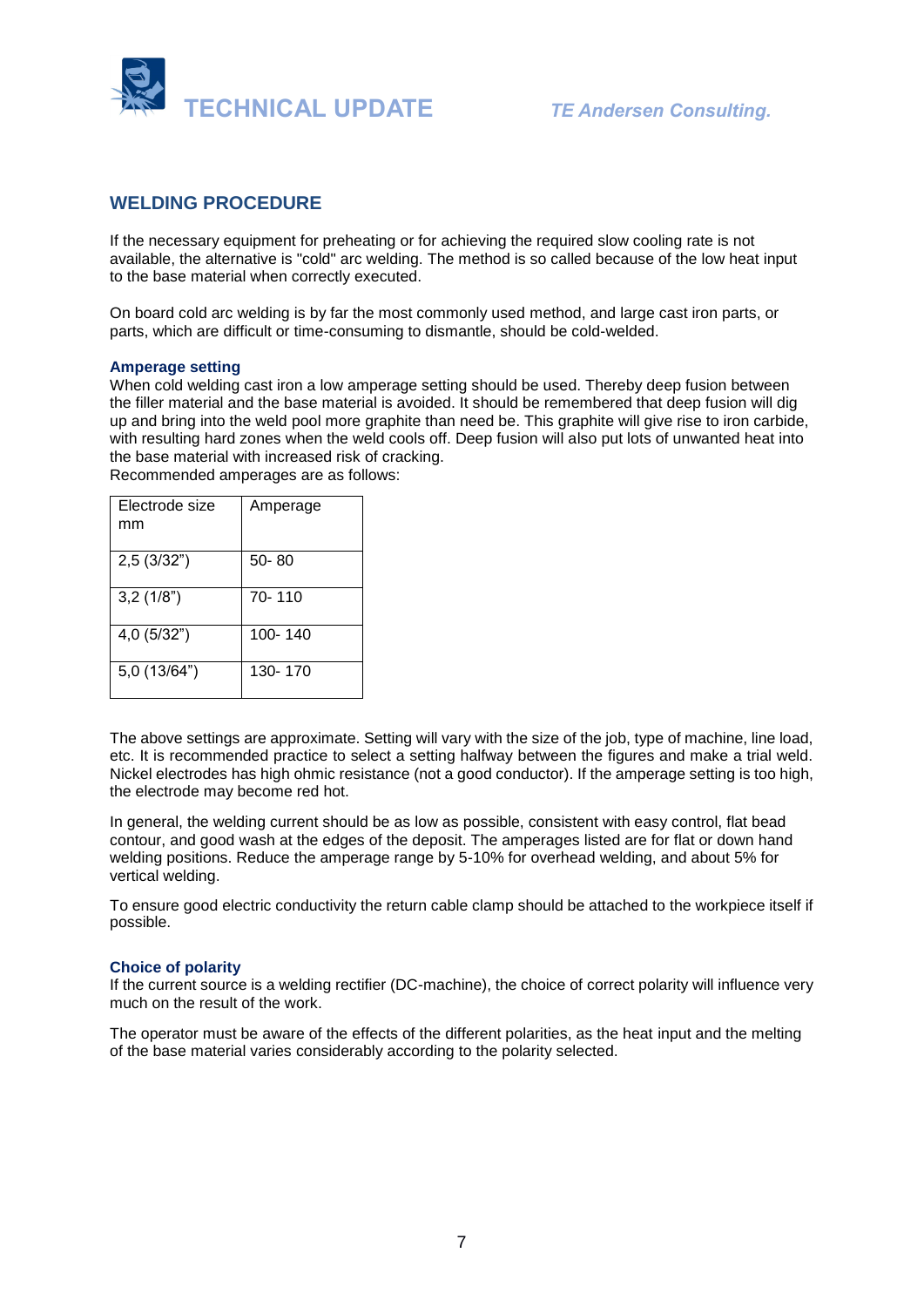## WELDING PROCEDURE

If the necessary equipment for preheating or for achieving the required slow cooling rate is not available, the alternative is "cold" arc welding. The method is so called because of the low heat input to the base material when correctly executed.

On board cold arc welding is by far the most commonly used method, and large cast iron parts, or parts, which are difficult or time-consuming to dismantle, should be cold-welded.

### Amperage setting

When cold welding cast iron a low amperage setting should be used. Thereby deep fusion between the filler material and the base material is avoided. It should be remembered that deep fusion will dig up and bring into the weld pool more graphite than need be. This graphite will give rise to iron carbide, with resulting hard zones when the weld cools off. Deep fusion will also put lots of unwanted heat into the base material with increased risk of cracking.
Recommended amperages are as follows:

| Electrode size mm | Amperage |
|---|---|
| 2,5 (3/32") | 50- 80 |
| 3,2 (1/8") | 70- 110 |
| 4,0 (5/32") | 100- 140 |
| 5,0 (13/64") | 130- 170 |

The above settings are approximate. Setting will vary with the size of the job, type of machine, line load, etc. It is recommended practice to select a setting halfway between the figures and make a trial weld. Nickel electrodes has high ohmic resistance (not a good conductor). If the amperage setting is too high, the electrode may become red hot.

In general, the welding current should be as low as possible, consistent with easy control, flat bead contour, and good wash at the edges of the deposit. The amperages listed are for flat or down hand welding positions. Reduce the amperage range by 5-10% for overhead welding, and about 5% for vertical welding.

To ensure good electric conductivity the return cable clamp should be attached to the workpiece itself if possible.

### Choice of polarity

If the current source is a welding rectifier (DC-machine), the choice of correct polarity will influence very much on the result of the work.

The operator must be aware of the effects of the different polarities, as the heat input and the melting of the base material varies considerably according to the polarity selected.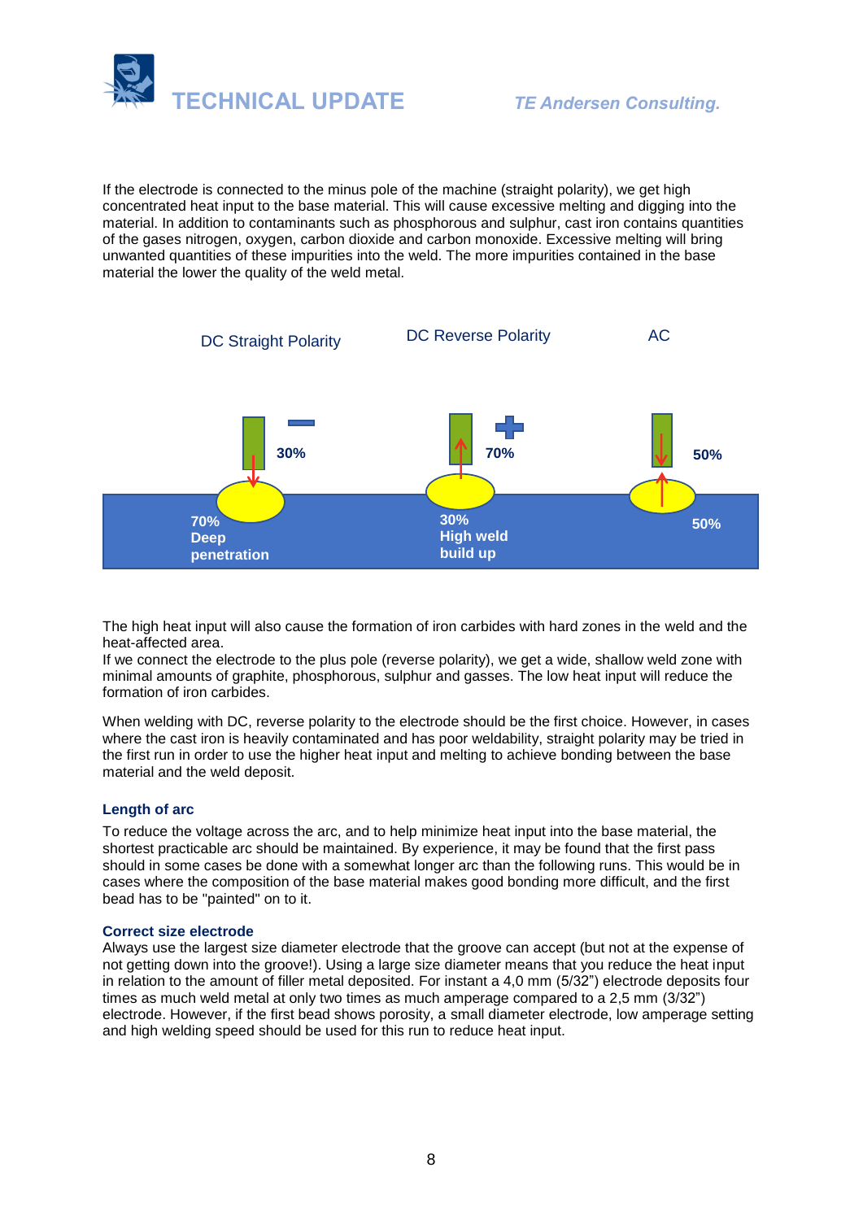If the electrode is connected to the minus pole of the machine (straight polarity), we get high concentrated heat input to the base material. This will cause excessive melting and digging into the material. In addition to contaminants such as phosphorous and sulphur, cast iron contains quantities of the gases nitrogen, oxygen, carbon dioxide and carbon monoxide. Excessive melting will bring unwanted quantities of these impurities into the weld. The more impurities contained in the base material the lower the quality of the weld metal.

DC Straight Polarity | DC Reverse Polarity | AC

- DC Straight Polarity (−): 30% electrode; **70% Deep penetration**
- DC Reverse Polarity (+): 70% electrode; **30% High weld build up**
- AC: 50% electrode; **50%**

The high heat input will also cause the formation of iron carbides with hard zones in the weld and the heat-affected area.
If we connect the electrode to the plus pole (reverse polarity), we get a wide, shallow weld zone with minimal amounts of graphite, phosphorous, sulphur and gasses. The low heat input will reduce the formation of iron carbides.

When welding with DC, reverse polarity to the electrode should be the first choice. However, in cases where the cast iron is heavily contaminated and has poor weldability, straight polarity may be tried in the first run in order to use the higher heat input and melting to achieve bonding between the base material and the weld deposit.

### Length of arc

To reduce the voltage across the arc, and to help minimize heat input into the base material, the shortest practicable arc should be maintained. By experience, it may be found that the first pass should in some cases be done with a somewhat longer arc than the following runs. This would be in cases where the composition of the base material makes good bonding more difficult, and the first bead has to be "painted" on to it.

### Correct size electrode

Always use the largest size diameter electrode that the groove can accept (but not at the expense of not getting down into the groove!). Using a large size diameter means that you reduce the heat input in relation to the amount of filler metal deposited. For instant a 4,0 mm (5/32") electrode deposits four times as much weld metal at only two times as much amperage compared to a 2,5 mm (3/32") electrode. However, if the first bead shows porosity, a small diameter electrode, low amperage setting and high welding speed should be used for this run to reduce heat input.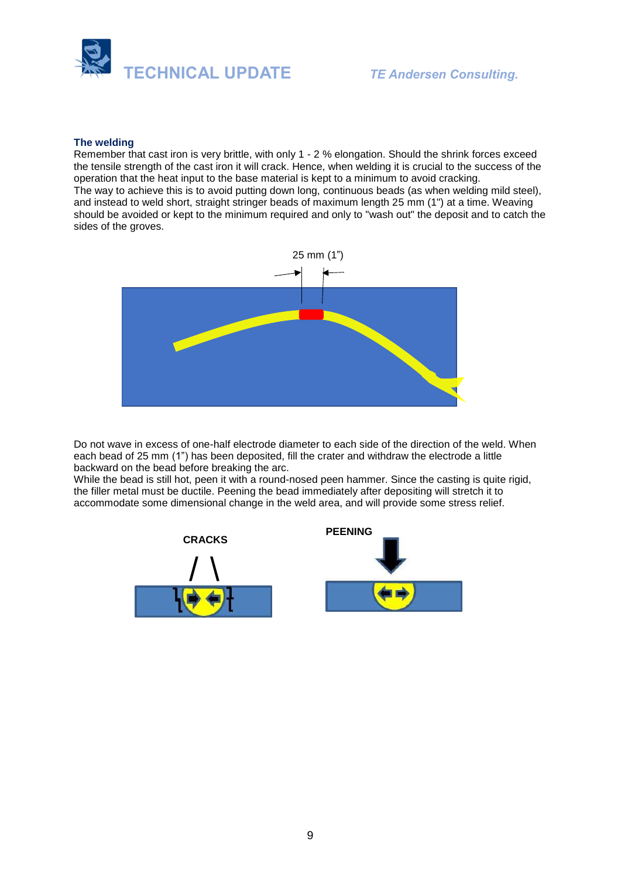### The welding

Remember that cast iron is very brittle, with only 1 - 2 % elongation. Should the shrink forces exceed the tensile strength of the cast iron it will crack. Hence, when welding it is crucial to the success of the operation that the heat input to the base material is kept to a minimum to avoid cracking.
The way to achieve this is to avoid putting down long, continuous beads (as when welding mild steel), and instead to weld short, straight stringer beads of maximum length 25 mm (1") at a time. Weaving should be avoided or kept to the minimum required and only to "wash out" the deposit and to catch the sides of the groves.

25 mm (1")

Do not wave in excess of one-half electrode diameter to each side of the direction of the weld. When each bead of 25 mm (1") has been deposited, fill the crater and withdraw the electrode a little backward on the bead before breaking the arc.
While the bead is still hot, peen it with a round-nosed peen hammer. Since the casting is quite rigid, the filler metal must be ductile. Peening the bead immediately after depositing will stretch it to accommodate some dimensional change in the weld area, and will provide some stress relief.

CRACKS

PEENING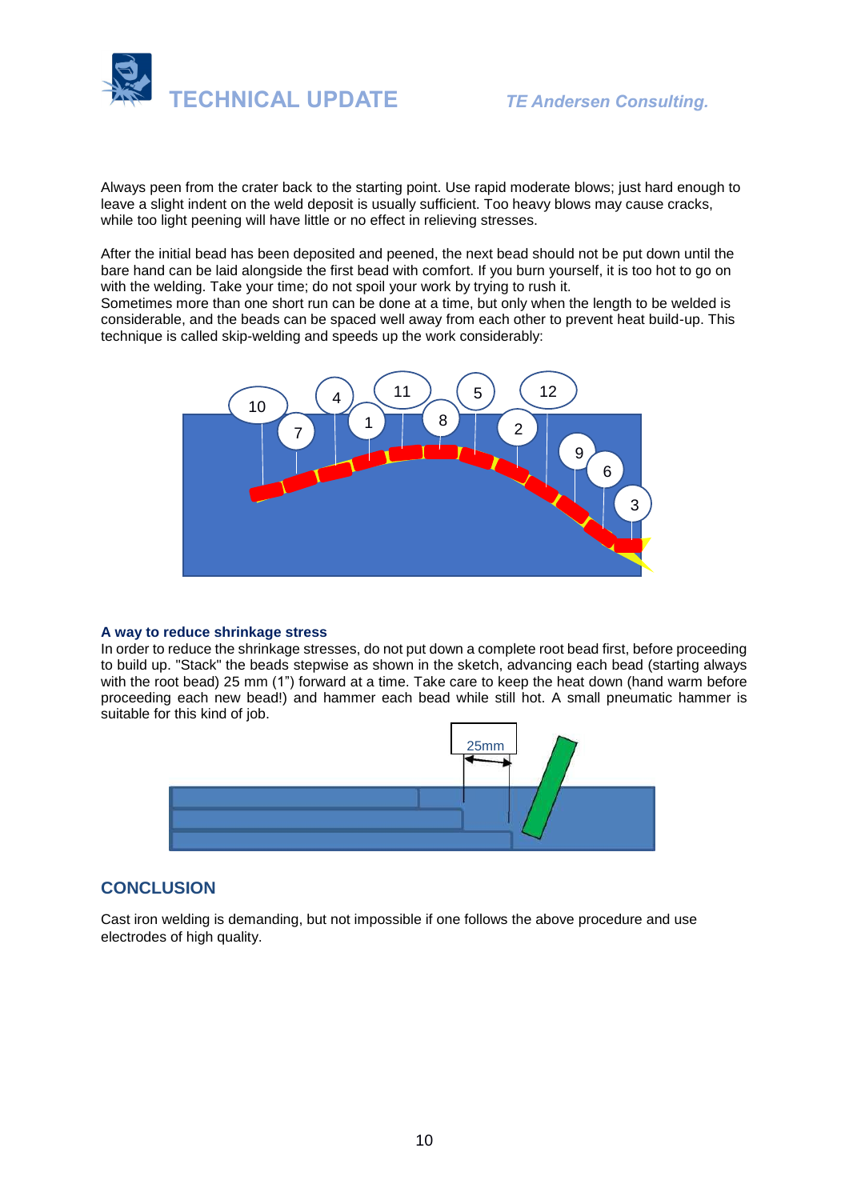Always peen from the crater back to the starting point. Use rapid moderate blows; just hard enough to leave a slight indent on the weld deposit is usually sufficient. Too heavy blows may cause cracks, while too light peening will have little or no effect in relieving stresses.

After the initial bead has been deposited and peened, the next bead should not be put down until the bare hand can be laid alongside the first bead with comfort. If you burn yourself, it is too hot to go on with the welding. Take your time; do not spoil your work by trying to rush it.
Sometimes more than one short run can be done at a time, but only when the length to be welded is considerable, and the beads can be spaced well away from each other to prevent heat build-up. This technique is called skip-welding and speeds up the work considerably:

### A way to reduce shrinkage stress

In order to reduce the shrinkage stresses, do not put down a complete root bead first, before proceeding to build up. "Stack" the beads stepwise as shown in the sketch, advancing each bead (starting always with the root bead) 25 mm (1") forward at a time. Take care to keep the heat down (hand warm before proceeding each new bead!) and hammer each bead while still hot. A small pneumatic hammer is suitable for this kind of job.

## CONCLUSION

Cast iron welding is demanding, but not impossible if one follows the above procedure and use electrodes of high quality.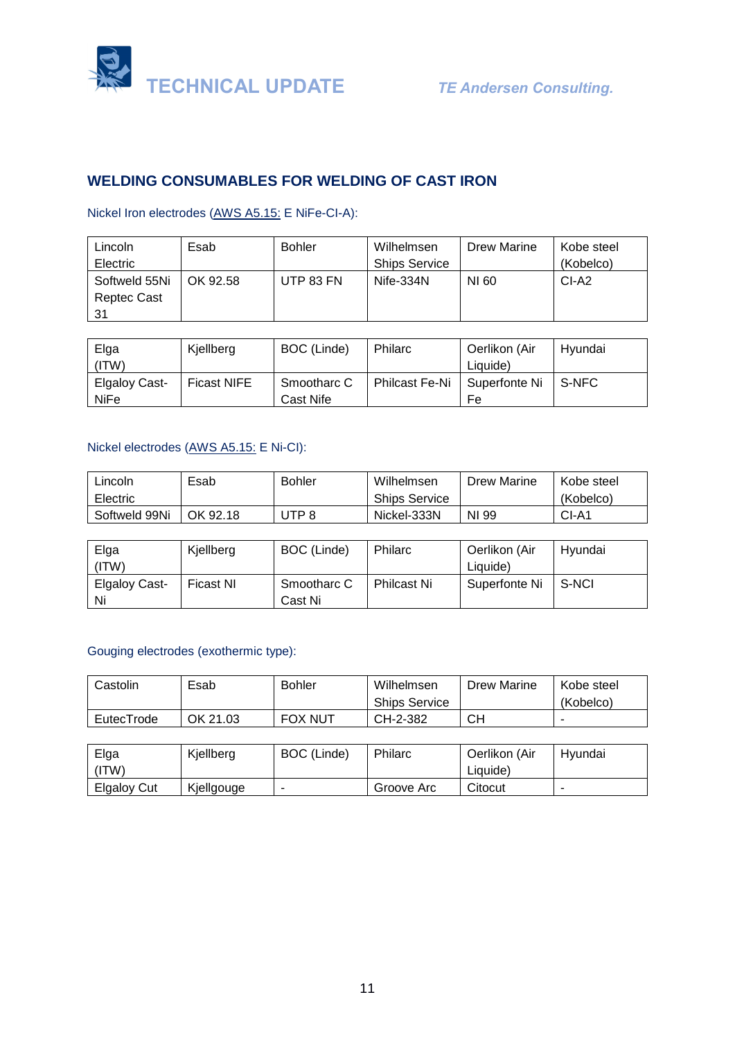## WELDING CONSUMABLES FOR WELDING OF CAST IRON

Nickel Iron electrodes (AWS A5.15: E NiFe-CI-A):

| Lincoln Electric | Esab | Bohler | Wilhelmsen Ships Service | Drew Marine | Kobe steel (Kobelco) |
|---|---|---|---|---|---|
| Softweld 55Ni Reptec Cast 31 | OK 92.58 | UTP 83 FN | Nife-334N | NI 60 | CI-A2 |

| Elga (ITW) | Kjellberg | BOC (Linde) | Philarc | Oerlikon (Air Liquide) | Hyundai |
|---|---|---|---|---|---|
| Elgaloy Cast-NiFe | Ficast NIFE | Smootharc C Cast Nife | Philcast Fe-Ni | Superfonte Ni Fe | S-NFC |

Nickel electrodes (AWS A5.15: E Ni-CI):

| Lincoln Electric | Esab | Bohler | Wilhelmsen Ships Service | Drew Marine | Kobe steel (Kobelco) |
|---|---|---|---|---|---|
| Softweld 99Ni | OK 92.18 | UTP 8 | Nickel-333N | NI 99 | CI-A1 |

| Elga (ITW) | Kjellberg | BOC (Linde) | Philarc | Oerlikon (Air Liquide) | Hyundai |
|---|---|---|---|---|---|
| Elgaloy Cast-Ni | Ficast NI | Smootharc C Cast Ni | Philcast Ni | Superfonte Ni | S-NCI |

Gouging electrodes (exothermic type):

| Castolin | Esab | Bohler | Wilhelmsen Ships Service | Drew Marine | Kobe steel (Kobelco) |
|---|---|---|---|---|---|
| EutecTrode | OK 21.03 | FOX NUT | CH-2-382 | CH | - |

| Elga (ITW) | Kjellberg | BOC (Linde) | Philarc | Oerlikon (Air Liquide) | Hyundai |
|---|---|---|---|---|---|
| Elgaloy Cut | Kjellgouge | - | Groove Arc | Citocut | - |